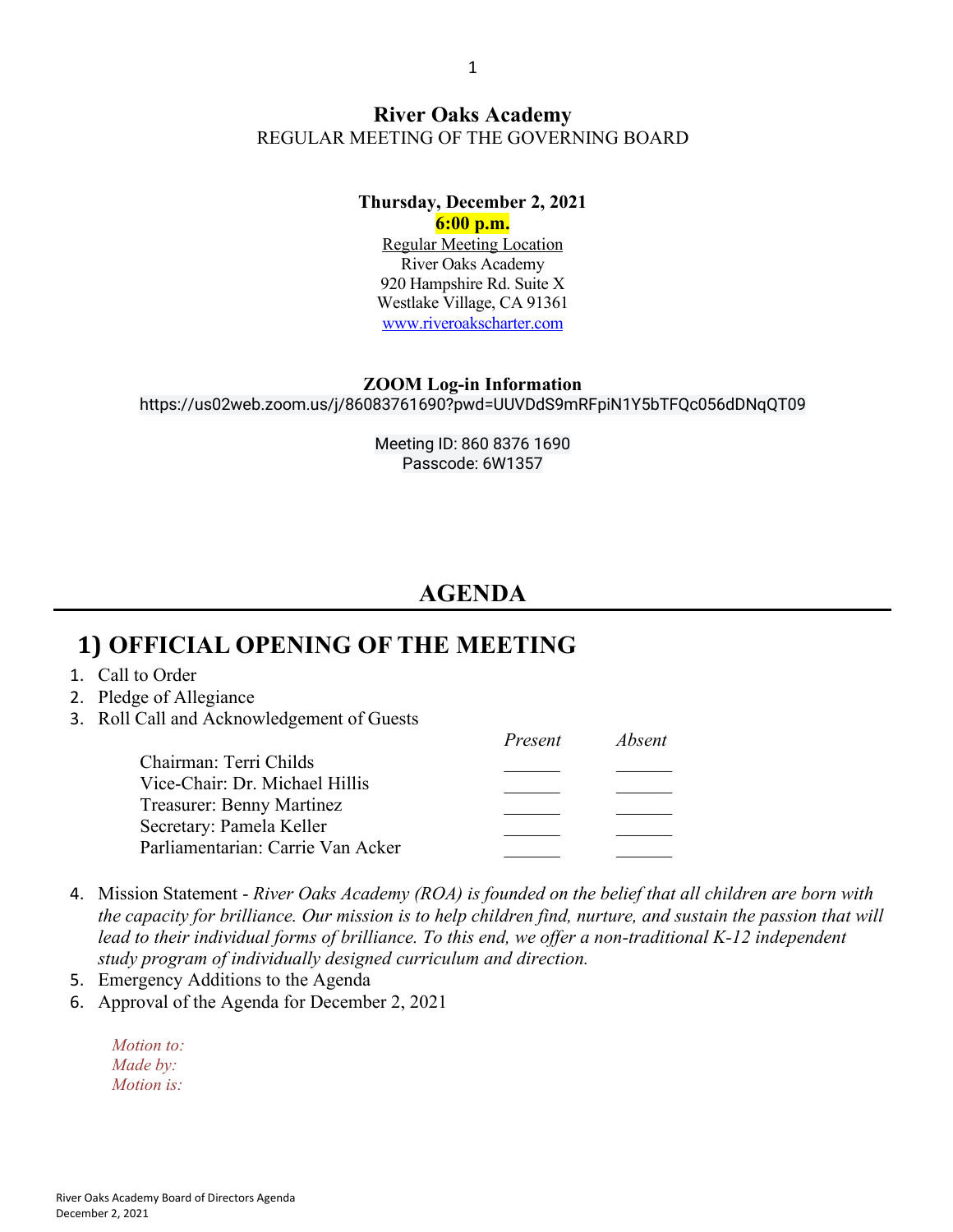# River Oaks Academy

REGULAR MEETING OF THE GOVERNING BOARD

**Thursday, December 2, 2021**

**6:00 p.m.**

Regular Meeting Location
River Oaks Academy
920 Hampshire Rd. Suite X
Westlake Village, CA 91361
www.riveroakscharter.com

**ZOOM Log-in Information**

https://us02web.zoom.us/j/86083761690?pwd=UUVDdS9mRFpiN1Y5bTFQc056dDNqQT09

Meeting ID: 860 8376 1690
Passcode: 6W1357

## AGENDA

## 1) OFFICIAL OPENING OF THE MEETING

1. Call to Order
2. Pledge of Allegiance
3. Roll Call and Acknowledgement of Guests

| | *Present* | *Absent* |
|---|---|---|
| Chairman: Terri Childs | ______ | ______ |
| Vice-Chair: Dr. Michael Hillis | ______ | ______ |
| Treasurer: Benny Martinez | ______ | ______ |
| Secretary: Pamela Keller | ______ | ______ |
| Parliamentarian: Carrie Van Acker | ______ | ______ |

4. Mission Statement - *River Oaks Academy (ROA) is founded on the belief that all children are born with the capacity for brilliance. Our mission is to help children find, nurture, and sustain the passion that will lead to their individual forms of brilliance. To this end, we offer a non-traditional K-12 independent study program of individually designed curriculum and direction.*
5. Emergency Additions to the Agenda
6. Approval of the Agenda for December 2, 2021

*Motion to:*
*Made by:*
*Motion is:*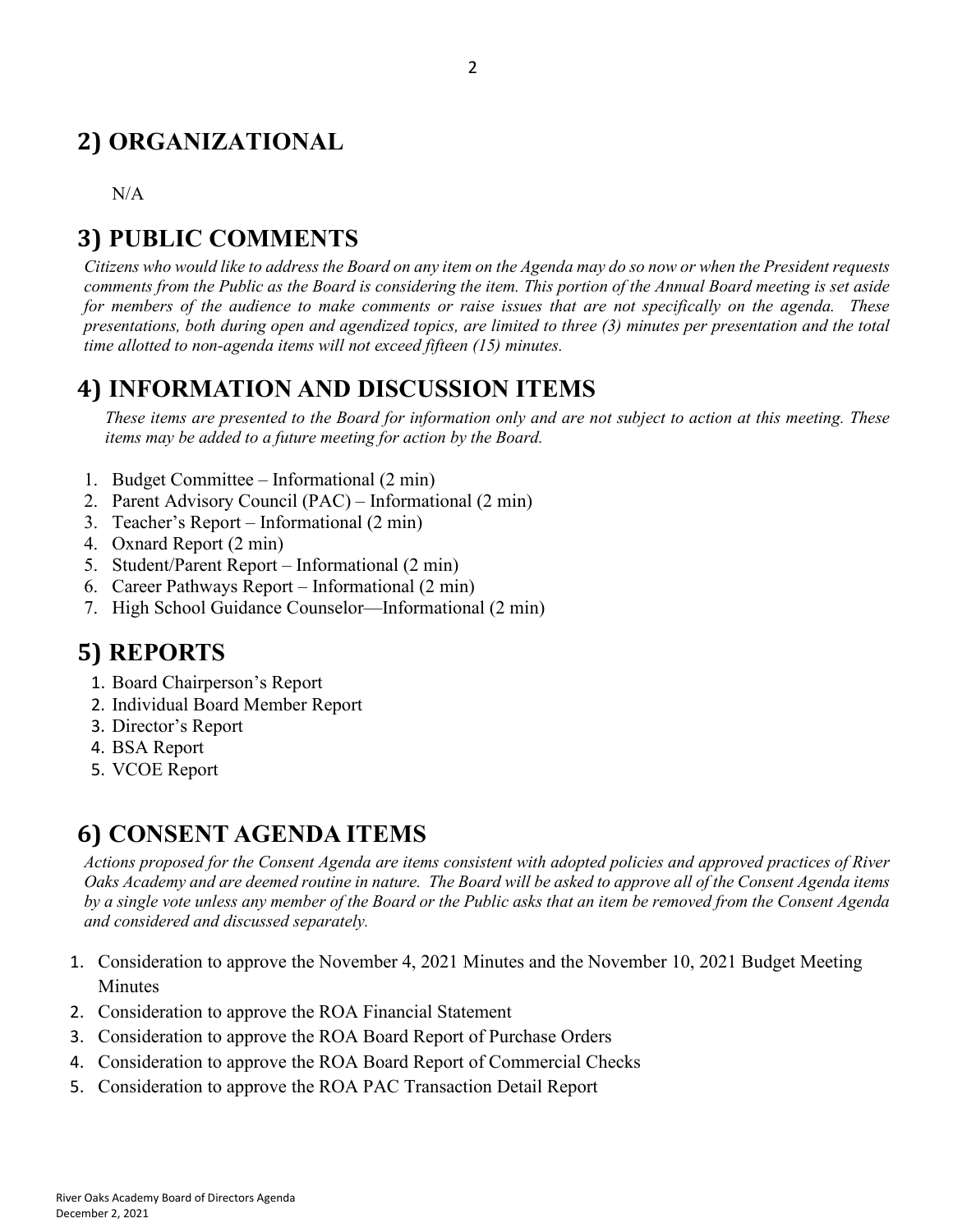## 2) ORGANIZATIONAL

N/A

## 3) PUBLIC COMMENTS

*Citizens who would like to address the Board on any item on the Agenda may do so now or when the President requests comments from the Public as the Board is considering the item. This portion of the Annual Board meeting is set aside for members of the audience to make comments or raise issues that are not specifically on the agenda. These presentations, both during open and agendized topics, are limited to three (3) minutes per presentation and the total time allotted to non-agenda items will not exceed fifteen (15) minutes.*

## 4) INFORMATION AND DISCUSSION ITEMS

*These items are presented to the Board for information only and are not subject to action at this meeting. These items may be added to a future meeting for action by the Board.*

1. Budget Committee – Informational (2 min)
2. Parent Advisory Council (PAC) – Informational (2 min)
3. Teacher's Report – Informational (2 min)
4. Oxnard Report (2 min)
5. Student/Parent Report – Informational (2 min)
6. Career Pathways Report – Informational (2 min)
7. High School Guidance Counselor—Informational (2 min)

## 5) REPORTS

1. Board Chairperson's Report
2. Individual Board Member Report
3. Director's Report
4. BSA Report
5. VCOE Report

## 6) CONSENT AGENDA ITEMS

*Actions proposed for the Consent Agenda are items consistent with adopted policies and approved practices of River Oaks Academy and are deemed routine in nature. The Board will be asked to approve all of the Consent Agenda items by a single vote unless any member of the Board or the Public asks that an item be removed from the Consent Agenda and considered and discussed separately.*

1. Consideration to approve the November 4, 2021 Minutes and the November 10, 2021 Budget Meeting Minutes
2. Consideration to approve the ROA Financial Statement
3. Consideration to approve the ROA Board Report of Purchase Orders
4. Consideration to approve the ROA Board Report of Commercial Checks
5. Consideration to approve the ROA PAC Transaction Detail Report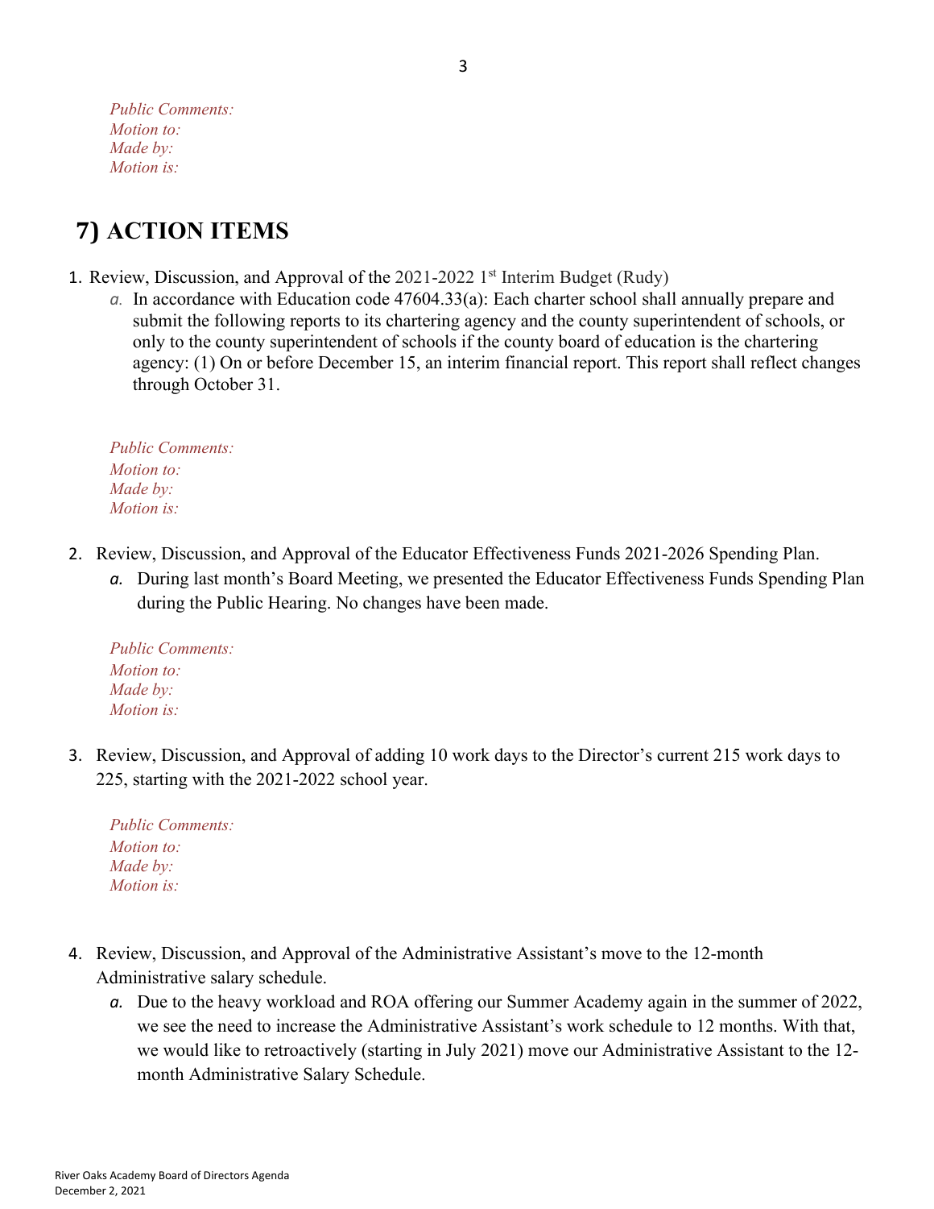*Public Comments:*
*Motion to:*
*Made by:*
*Motion is:*

## 7) ACTION ITEMS

1. Review, Discussion, and Approval of the 2021-2022 1st Interim Budget (Rudy)
   a. In accordance with Education code 47604.33(a): Each charter school shall annually prepare and submit the following reports to its chartering agency and the county superintendent of schools, or only to the county superintendent of schools if the county board of education is the chartering agency: (1) On or before December 15, an interim financial report. This report shall reflect changes through October 31.

   *Public Comments:*
   *Motion to:*
   *Made by:*
   *Motion is:*

2. Review, Discussion, and Approval of the Educator Effectiveness Funds 2021-2026 Spending Plan.
   a. During last month's Board Meeting, we presented the Educator Effectiveness Funds Spending Plan during the Public Hearing. No changes have been made.

   *Public Comments:*
   *Motion to:*
   *Made by:*
   *Motion is:*

3. Review, Discussion, and Approval of adding 10 work days to the Director's current 215 work days to 225, starting with the 2021-2022 school year.

   *Public Comments:*
   *Motion to:*
   *Made by:*
   *Motion is:*

4. Review, Discussion, and Approval of the Administrative Assistant's move to the 12-month Administrative salary schedule.
   a. Due to the heavy workload and ROA offering our Summer Academy again in the summer of 2022, we see the need to increase the Administrative Assistant's work schedule to 12 months. With that, we would like to retroactively (starting in July 2021) move our Administrative Assistant to the 12-month Administrative Salary Schedule.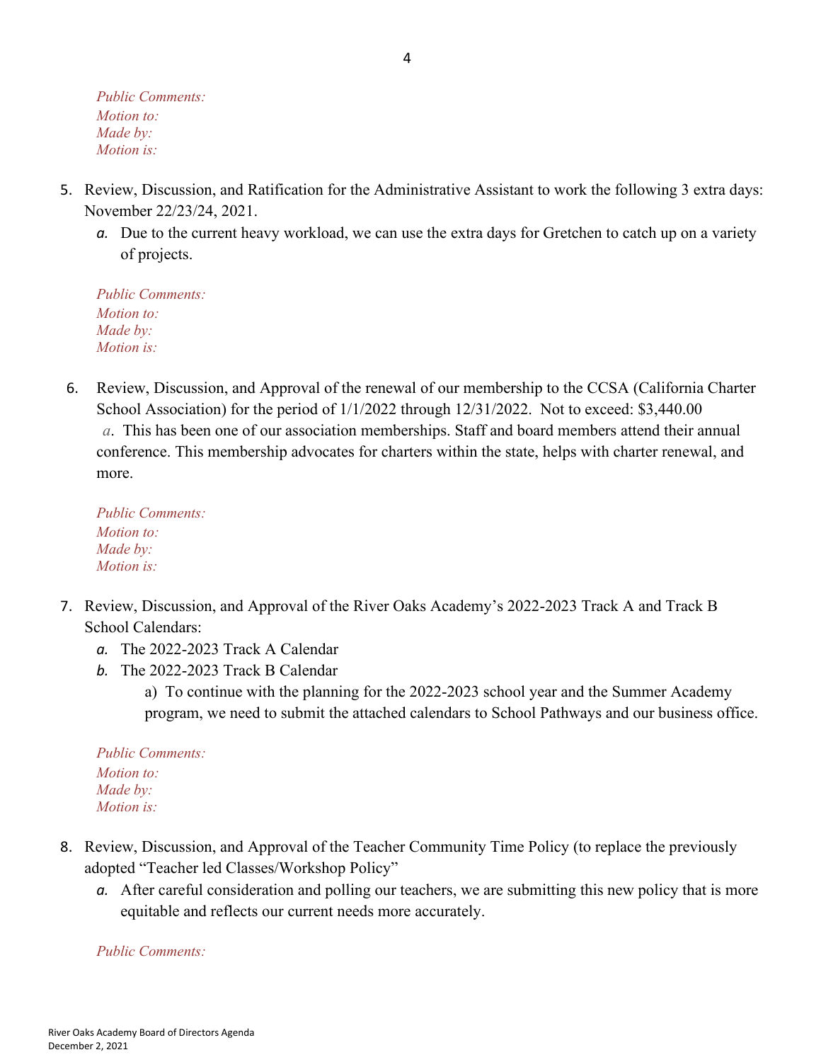*Public Comments:*
*Motion to:*
*Made by:*
*Motion is:*

5. Review, Discussion, and Ratification for the Administrative Assistant to work the following 3 extra days: November 22/23/24, 2021.
   a. Due to the current heavy workload, we can use the extra days for Gretchen to catch up on a variety of projects.

   *Public Comments:*
   *Motion to:*
   *Made by:*
   *Motion is:*

6. Review, Discussion, and Approval of the renewal of our membership to the CCSA (California Charter School Association) for the period of 1/1/2022 through 12/31/2022. Not to exceed: $3,440.00
   a. This has been one of our association memberships. Staff and board members attend their annual conference. This membership advocates for charters within the state, helps with charter renewal, and more.

   *Public Comments:*
   *Motion to:*
   *Made by:*
   *Motion is:*

7. Review, Discussion, and Approval of the River Oaks Academy's 2022-2023 Track A and Track B School Calendars:
   a. The 2022-2023 Track A Calendar
   b. The 2022-2023 Track B Calendar
      a) To continue with the planning for the 2022-2023 school year and the Summer Academy program, we need to submit the attached calendars to School Pathways and our business office.

   *Public Comments:*
   *Motion to:*
   *Made by:*
   *Motion is:*

8. Review, Discussion, and Approval of the Teacher Community Time Policy (to replace the previously adopted "Teacher led Classes/Workshop Policy"
   a. After careful consideration and polling our teachers, we are submitting this new policy that is more equitable and reflects our current needs more accurately.

   *Public Comments:*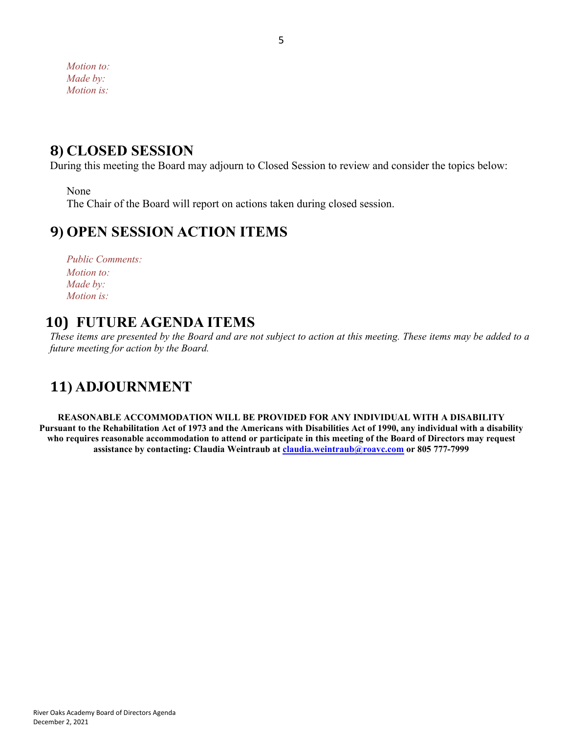*Motion to:*
*Made by:*
*Motion is:*

## 8) CLOSED SESSION

During this meeting the Board may adjourn to Closed Session to review and consider the topics below:

None
The Chair of the Board will report on actions taken during closed session.

## 9) OPEN SESSION ACTION ITEMS

*Public Comments:*
*Motion to:*
*Made by:*
*Motion is:*

## 10) FUTURE AGENDA ITEMS

*These items are presented by the Board and are not subject to action at this meeting. These items may be added to a future meeting for action by the Board.*

## 11) ADJOURNMENT

**REASONABLE ACCOMMODATION WILL BE PROVIDED FOR ANY INDIVIDUAL WITH A DISABILITY**
**Pursuant to the Rehabilitation Act of 1973 and the Americans with Disabilities Act of 1990, any individual with a disability who requires reasonable accommodation to attend or participate in this meeting of the Board of Directors may request assistance by contacting: Claudia Weintraub at [claudia.weintraub@roavc.com](mailto:claudia.weintraub@roavc.com) or 805 777-7999**